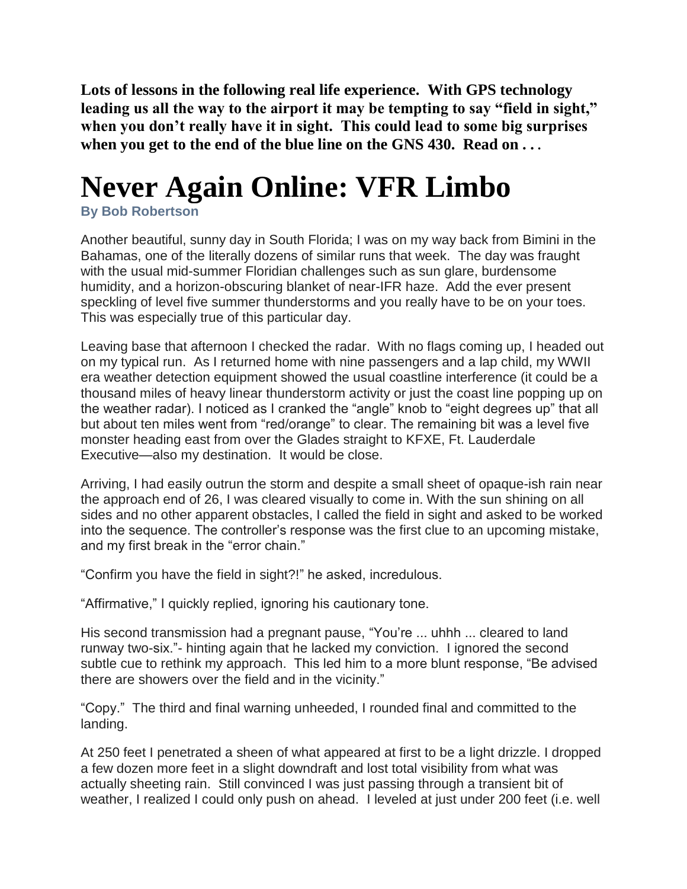**Lots of lessons in the following real life experience. With GPS technology leading us all the way to the airport it may be tempting to say "field in sight," when you don't really have it in sight. This could lead to some big surprises when you get to the end of the blue line on the GNS 430. Read on . . .**

# Never Again Online: VFR Limbo

**By Bob Robertson**

Another beautiful, sunny day in South Florida; I was on my way back from Bimini in the Bahamas, one of the literally dozens of similar runs that week. The day was fraught with the usual mid-summer Floridian challenges such as sun glare, burdensome humidity, and a horizon-obscuring blanket of near-IFR haze. Add the ever present speckling of level five summer thunderstorms and you really have to be on your toes. This was especially true of this particular day.

Leaving base that afternoon I checked the radar. With no flags coming up, I headed out on my typical run. As I returned home with nine passengers and a lap child, my WWII era weather detection equipment showed the usual coastline interference (it could be a thousand miles of heavy linear thunderstorm activity or just the coast line popping up on the weather radar). I noticed as I cranked the "angle" knob to "eight degrees up" that all but about ten miles went from "red/orange" to clear. The remaining bit was a level five monster heading east from over the Glades straight to KFXE, Ft. Lauderdale Executive—also my destination. It would be close.

Arriving, I had easily outrun the storm and despite a small sheet of opaque-ish rain near the approach end of 26, I was cleared visually to come in. With the sun shining on all sides and no other apparent obstacles, I called the field in sight and asked to be worked into the sequence. The controller's response was the first clue to an upcoming mistake, and my first break in the "error chain."

"Confirm you have the field in sight?!" he asked, incredulous.

"Affirmative," I quickly replied, ignoring his cautionary tone.

His second transmission had a pregnant pause, "You're ... uhhh ... cleared to land runway two-six."- hinting again that he lacked my conviction. I ignored the second subtle cue to rethink my approach. This led him to a more blunt response, "Be advised there are showers over the field and in the vicinity."

"Copy." The third and final warning unheeded, I rounded final and committed to the landing.

At 250 feet I penetrated a sheen of what appeared at first to be a light drizzle. I dropped a few dozen more feet in a slight downdraft and lost total visibility from what was actually sheeting rain. Still convinced I was just passing through a transient bit of weather, I realized I could only push on ahead. I leveled at just under 200 feet (i.e. well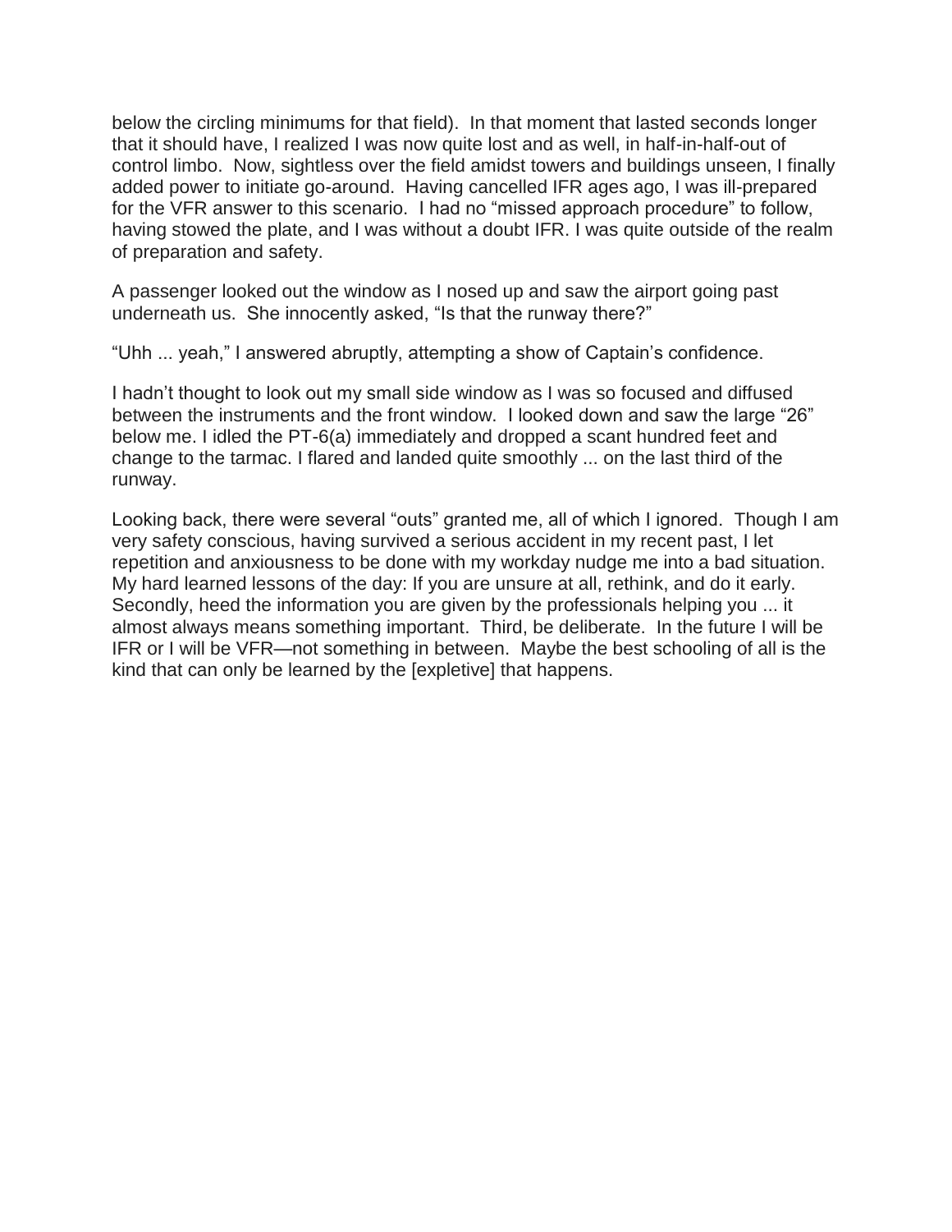below the circling minimums for that field). In that moment that lasted seconds longer that it should have, I realized I was now quite lost and as well, in half-in-half-out of control limbo. Now, sightless over the field amidst towers and buildings unseen, I finally added power to initiate go-around. Having cancelled IFR ages ago, I was ill-prepared for the VFR answer to this scenario. I had no "missed approach procedure" to follow, having stowed the plate, and I was without a doubt IFR. I was quite outside of the realm of preparation and safety.

A passenger looked out the window as I nosed up and saw the airport going past underneath us. She innocently asked, "Is that the runway there?"

"Uhh ... yeah," I answered abruptly, attempting a show of Captain's confidence.

I hadn't thought to look out my small side window as I was so focused and diffused between the instruments and the front window. I looked down and saw the large "26" below me. I idled the PT-6(a) immediately and dropped a scant hundred feet and change to the tarmac. I flared and landed quite smoothly ... on the last third of the runway.

Looking back, there were several "outs" granted me, all of which I ignored. Though I am very safety conscious, having survived a serious accident in my recent past, I let repetition and anxiousness to be done with my workday nudge me into a bad situation. My hard learned lessons of the day: If you are unsure at all, rethink, and do it early. Secondly, heed the information you are given by the professionals helping you ... it almost always means something important. Third, be deliberate. In the future I will be IFR or I will be VFR—not something in between. Maybe the best schooling of all is the kind that can only be learned by the [expletive] that happens.